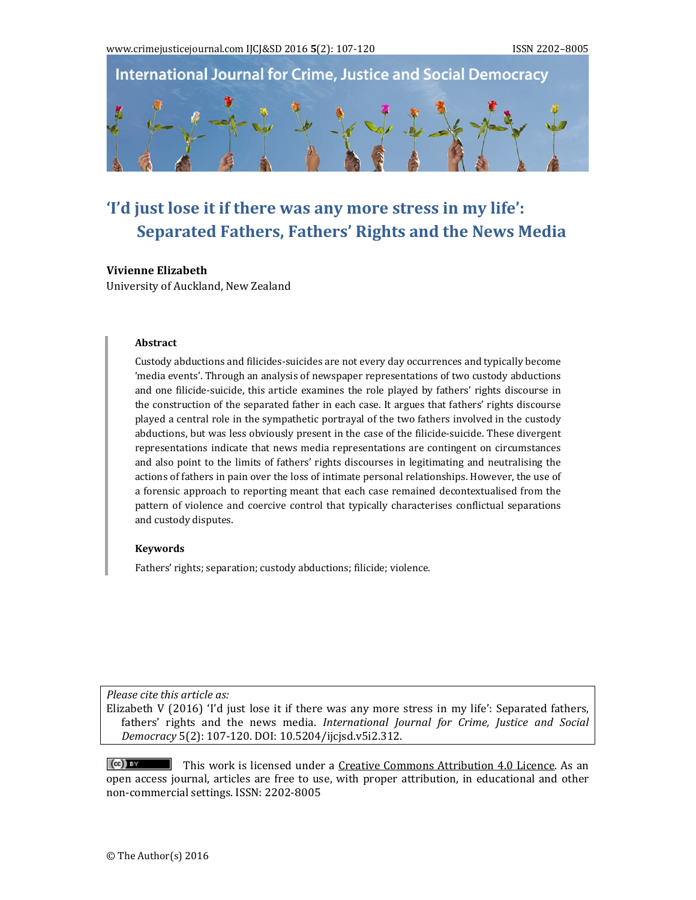# 'I'd just lose it if there was any more stress in my life': Separated Fathers, Fathers' Rights and the News Media

**Vivienne Elizabeth**
University of Auckland, New Zealand

### Abstract

Custody abductions and filicides-suicides are not every day occurrences and typically become 'media events'. Through an analysis of newspaper representations of two custody abductions and one filicide-suicide, this article examines the role played by fathers' rights discourse in the construction of the separated father in each case. It argues that fathers' rights discourse played a central role in the sympathetic portrayal of the two fathers involved in the custody abductions, but was less obviously present in the case of the filicide-suicide. These divergent representations indicate that news media representations are contingent on circumstances and also point to the limits of fathers' rights discourses in legitimating and neutralising the actions of fathers in pain over the loss of intimate personal relationships. However, the use of a forensic approach to reporting meant that each case remained decontextualised from the pattern of violence and coercive control that typically characterises conflictual separations and custody disputes.

### Keywords

Fathers' rights; separation; custody abductions; filicide; violence.

*Please cite this article as:*
Elizabeth V (2016) 'I'd just lose it if there was any more stress in my life': Separated fathers, fathers' rights and the news media. *International Journal for Crime, Justice and Social Democracy* 5(2): 107-120. DOI: 10.5204/ijcjsd.v5i2.312.

This work is licensed under a Creative Commons Attribution 4.0 Licence. As an open access journal, articles are free to use, with proper attribution, in educational and other non-commercial settings. ISSN: 2202-8005

© The Author(s) 2016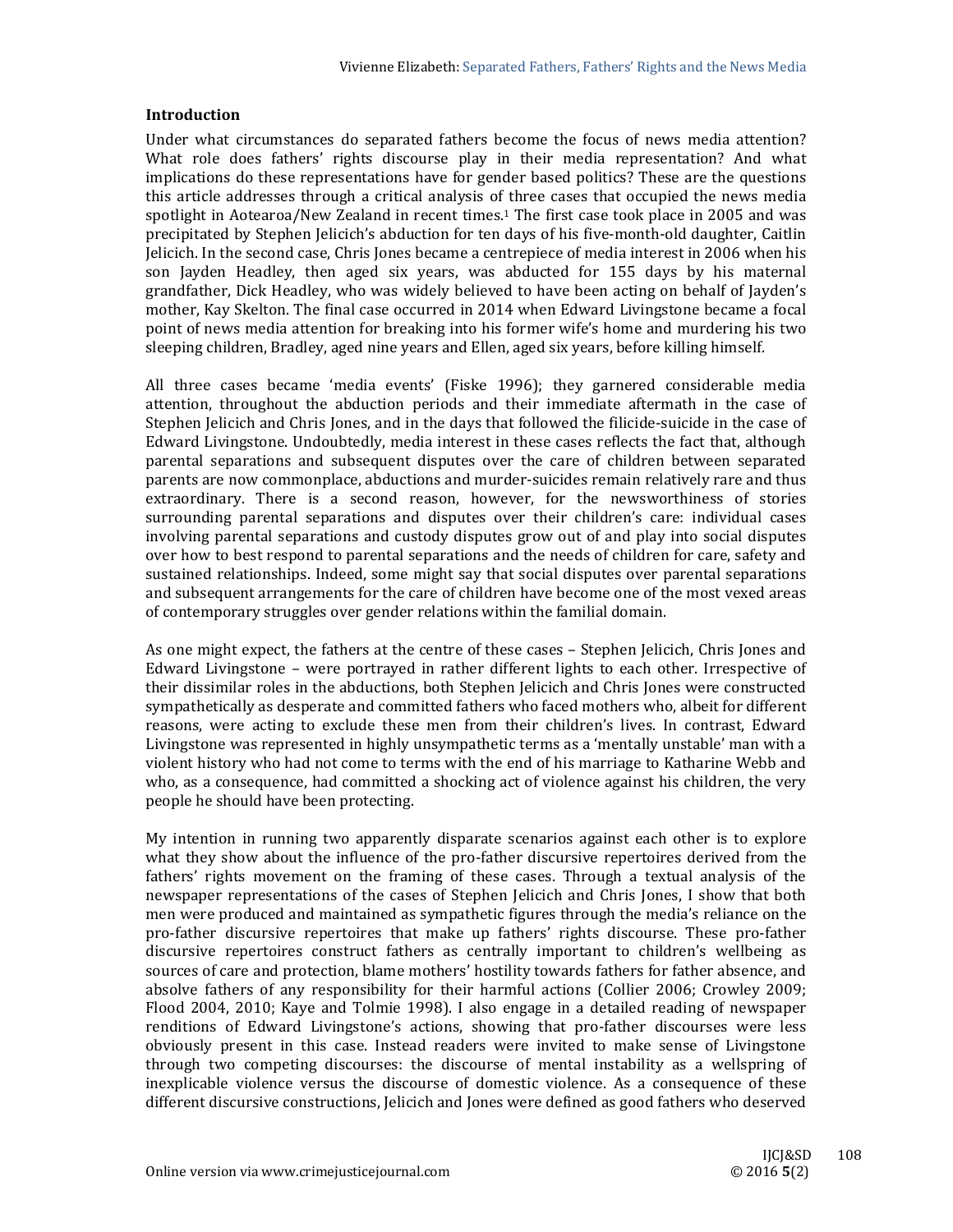## Introduction

Under what circumstances do separated fathers become the focus of news media attention? What role does fathers' rights discourse play in their media representation? And what implications do these representations have for gender based politics? These are the questions this article addresses through a critical analysis of three cases that occupied the news media spotlight in Aotearoa/New Zealand in recent times.[1] The first case took place in 2005 and was precipitated by Stephen Jelicich's abduction for ten days of his five-month-old daughter, Caitlin Jelicich. In the second case, Chris Jones became a centrepiece of media interest in 2006 when his son Jayden Headley, then aged six years, was abducted for 155 days by his maternal grandfather, Dick Headley, who was widely believed to have been acting on behalf of Jayden's mother, Kay Skelton. The final case occurred in 2014 when Edward Livingstone became a focal point of news media attention for breaking into his former wife's home and murdering his two sleeping children, Bradley, aged nine years and Ellen, aged six years, before killing himself.

All three cases became 'media events' (Fiske 1996); they garnered considerable media attention, throughout the abduction periods and their immediate aftermath in the case of Stephen Jelicich and Chris Jones, and in the days that followed the filicide-suicide in the case of Edward Livingstone. Undoubtedly, media interest in these cases reflects the fact that, although parental separations and subsequent disputes over the care of children between separated parents are now commonplace, abductions and murder-suicides remain relatively rare and thus extraordinary. There is a second reason, however, for the newsworthiness of stories surrounding parental separations and disputes over their children's care: individual cases involving parental separations and custody disputes grow out of and play into social disputes over how to best respond to parental separations and the needs of children for care, safety and sustained relationships. Indeed, some might say that social disputes over parental separations and subsequent arrangements for the care of children have become one of the most vexed areas of contemporary struggles over gender relations within the familial domain.

As one might expect, the fathers at the centre of these cases – Stephen Jelicich, Chris Jones and Edward Livingstone – were portrayed in rather different lights to each other. Irrespective of their dissimilar roles in the abductions, both Stephen Jelicich and Chris Jones were constructed sympathetically as desperate and committed fathers who faced mothers who, albeit for different reasons, were acting to exclude these men from their children's lives. In contrast, Edward Livingstone was represented in highly unsympathetic terms as a 'mentally unstable' man with a violent history who had not come to terms with the end of his marriage to Katharine Webb and who, as a consequence, had committed a shocking act of violence against his children, the very people he should have been protecting.

My intention in running two apparently disparate scenarios against each other is to explore what they show about the influence of the pro-father discursive repertoires derived from the fathers' rights movement on the framing of these cases. Through a textual analysis of the newspaper representations of the cases of Stephen Jelicich and Chris Jones, I show that both men were produced and maintained as sympathetic figures through the media's reliance on the pro-father discursive repertoires that make up fathers' rights discourse. These pro-father discursive repertoires construct fathers as centrally important to children's wellbeing as sources of care and protection, blame mothers' hostility towards fathers for father absence, and absolve fathers of any responsibility for their harmful actions (Collier 2006; Crowley 2009; Flood 2004, 2010; Kaye and Tolmie 1998). I also engage in a detailed reading of newspaper renditions of Edward Livingstone's actions, showing that pro-father discourses were less obviously present in this case. Instead readers were invited to make sense of Livingstone through two competing discourses: the discourse of mental instability as a wellspring of inexplicable violence versus the discourse of domestic violence. As a consequence of these different discursive constructions, Jelicich and Jones were defined as good fathers who deserved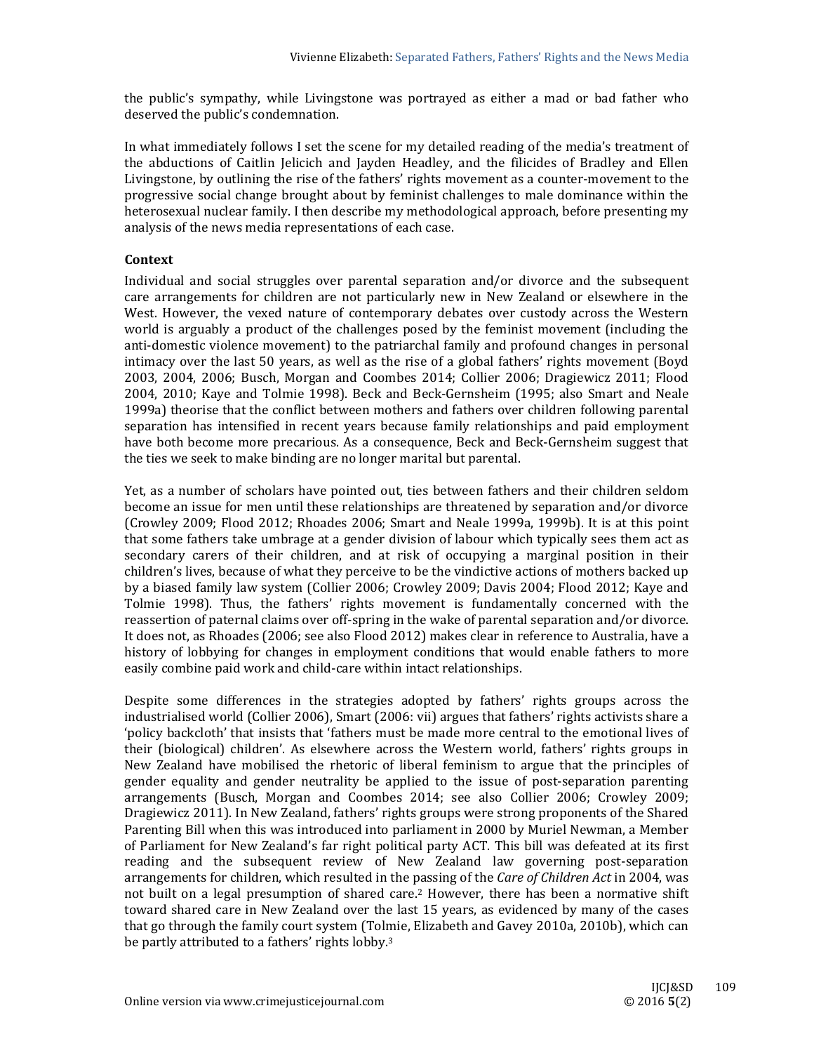the public's sympathy, while Livingstone was portrayed as either a mad or bad father who deserved the public's condemnation.

In what immediately follows I set the scene for my detailed reading of the media's treatment of the abductions of Caitlin Jelicich and Jayden Headley, and the filicides of Bradley and Ellen Livingstone, by outlining the rise of the fathers' rights movement as a counter-movement to the progressive social change brought about by feminist challenges to male dominance within the heterosexual nuclear family. I then describe my methodological approach, before presenting my analysis of the news media representations of each case.

## Context

Individual and social struggles over parental separation and/or divorce and the subsequent care arrangements for children are not particularly new in New Zealand or elsewhere in the West. However, the vexed nature of contemporary debates over custody across the Western world is arguably a product of the challenges posed by the feminist movement (including the anti-domestic violence movement) to the patriarchal family and profound changes in personal intimacy over the last 50 years, as well as the rise of a global fathers' rights movement (Boyd 2003, 2004, 2006; Busch, Morgan and Coombes 2014; Collier 2006; Dragiewicz 2011; Flood 2004, 2010; Kaye and Tolmie 1998). Beck and Beck-Gernsheim (1995; also Smart and Neale 1999a) theorise that the conflict between mothers and fathers over children following parental separation has intensified in recent years because family relationships and paid employment have both become more precarious. As a consequence, Beck and Beck-Gernsheim suggest that the ties we seek to make binding are no longer marital but parental.

Yet, as a number of scholars have pointed out, ties between fathers and their children seldom become an issue for men until these relationships are threatened by separation and/or divorce (Crowley 2009; Flood 2012; Rhoades 2006; Smart and Neale 1999a, 1999b). It is at this point that some fathers take umbrage at a gender division of labour which typically sees them act as secondary carers of their children, and at risk of occupying a marginal position in their children's lives, because of what they perceive to be the vindictive actions of mothers backed up by a biased family law system (Collier 2006; Crowley 2009; Davis 2004; Flood 2012; Kaye and Tolmie 1998). Thus, the fathers' rights movement is fundamentally concerned with the reassertion of paternal claims over off-spring in the wake of parental separation and/or divorce. It does not, as Rhoades (2006; see also Flood 2012) makes clear in reference to Australia, have a history of lobbying for changes in employment conditions that would enable fathers to more easily combine paid work and child-care within intact relationships.

Despite some differences in the strategies adopted by fathers' rights groups across the industrialised world (Collier 2006), Smart (2006: vii) argues that fathers' rights activists share a 'policy backcloth' that insists that 'fathers must be made more central to the emotional lives of their (biological) children'. As elsewhere across the Western world, fathers' rights groups in New Zealand have mobilised the rhetoric of liberal feminism to argue that the principles of gender equality and gender neutrality be applied to the issue of post-separation parenting arrangements (Busch, Morgan and Coombes 2014; see also Collier 2006; Crowley 2009; Dragiewicz 2011). In New Zealand, fathers' rights groups were strong proponents of the Shared Parenting Bill when this was introduced into parliament in 2000 by Muriel Newman, a Member of Parliament for New Zealand's far right political party ACT. This bill was defeated at its first reading and the subsequent review of New Zealand law governing post-separation arrangements for children, which resulted in the passing of the *Care of Children Act* in 2004, was not built on a legal presumption of shared care.[2] However, there has been a normative shift toward shared care in New Zealand over the last 15 years, as evidenced by many of the cases that go through the family court system (Tolmie, Elizabeth and Gavey 2010a, 2010b), which can be partly attributed to a fathers' rights lobby.[3]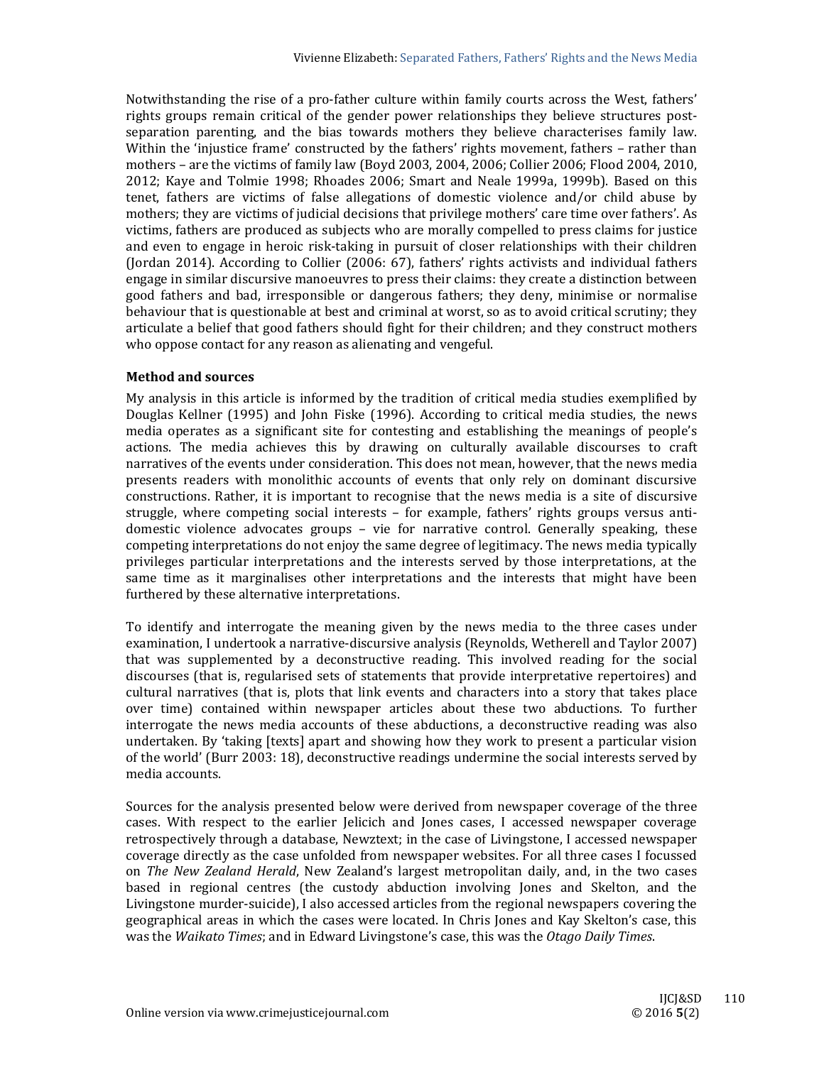Notwithstanding the rise of a pro-father culture within family courts across the West, fathers' rights groups remain critical of the gender power relationships they believe structures post-separation parenting, and the bias towards mothers they believe characterises family law. Within the 'injustice frame' constructed by the fathers' rights movement, fathers – rather than mothers – are the victims of family law (Boyd 2003, 2004, 2006; Collier 2006; Flood 2004, 2010, 2012; Kaye and Tolmie 1998; Rhoades 2006; Smart and Neale 1999a, 1999b). Based on this tenet, fathers are victims of false allegations of domestic violence and/or child abuse by mothers; they are victims of judicial decisions that privilege mothers' care time over fathers'. As victims, fathers are produced as subjects who are morally compelled to press claims for justice and even to engage in heroic risk-taking in pursuit of closer relationships with their children (Jordan 2014). According to Collier (2006: 67), fathers' rights activists and individual fathers engage in similar discursive manoeuvres to press their claims: they create a distinction between good fathers and bad, irresponsible or dangerous fathers; they deny, minimise or normalise behaviour that is questionable at best and criminal at worst, so as to avoid critical scrutiny; they articulate a belief that good fathers should fight for their children; and they construct mothers who oppose contact for any reason as alienating and vengeful.

**Method and sources**

My analysis in this article is informed by the tradition of critical media studies exemplified by Douglas Kellner (1995) and John Fiske (1996). According to critical media studies, the news media operates as a significant site for contesting and establishing the meanings of people's actions. The media achieves this by drawing on culturally available discourses to craft narratives of the events under consideration. This does not mean, however, that the news media presents readers with monolithic accounts of events that only rely on dominant discursive constructions. Rather, it is important to recognise that the news media is a site of discursive struggle, where competing social interests – for example, fathers' rights groups versus anti-domestic violence advocates groups – vie for narrative control. Generally speaking, these competing interpretations do not enjoy the same degree of legitimacy. The news media typically privileges particular interpretations and the interests served by those interpretations, at the same time as it marginalises other interpretations and the interests that might have been furthered by these alternative interpretations.

To identify and interrogate the meaning given by the news media to the three cases under examination, I undertook a narrative-discursive analysis (Reynolds, Wetherell and Taylor 2007) that was supplemented by a deconstructive reading. This involved reading for the social discourses (that is, regularised sets of statements that provide interpretative repertoires) and cultural narratives (that is, plots that link events and characters into a story that takes place over time) contained within newspaper articles about these two abductions. To further interrogate the news media accounts of these abductions, a deconstructive reading was also undertaken. By 'taking [texts] apart and showing how they work to present a particular vision of the world' (Burr 2003: 18), deconstructive readings undermine the social interests served by media accounts.

Sources for the analysis presented below were derived from newspaper coverage of the three cases. With respect to the earlier Jelicich and Jones cases, I accessed newspaper coverage retrospectively through a database, Newztext; in the case of Livingstone, I accessed newspaper coverage directly as the case unfolded from newspaper websites. For all three cases I focussed on *The New Zealand Herald*, New Zealand's largest metropolitan daily, and, in the two cases based in regional centres (the custody abduction involving Jones and Skelton, and the Livingstone murder-suicide), I also accessed articles from the regional newspapers covering the geographical areas in which the cases were located. In Chris Jones and Kay Skelton's case, this was the *Waikato Times*; and in Edward Livingstone's case, this was the *Otago Daily Times*.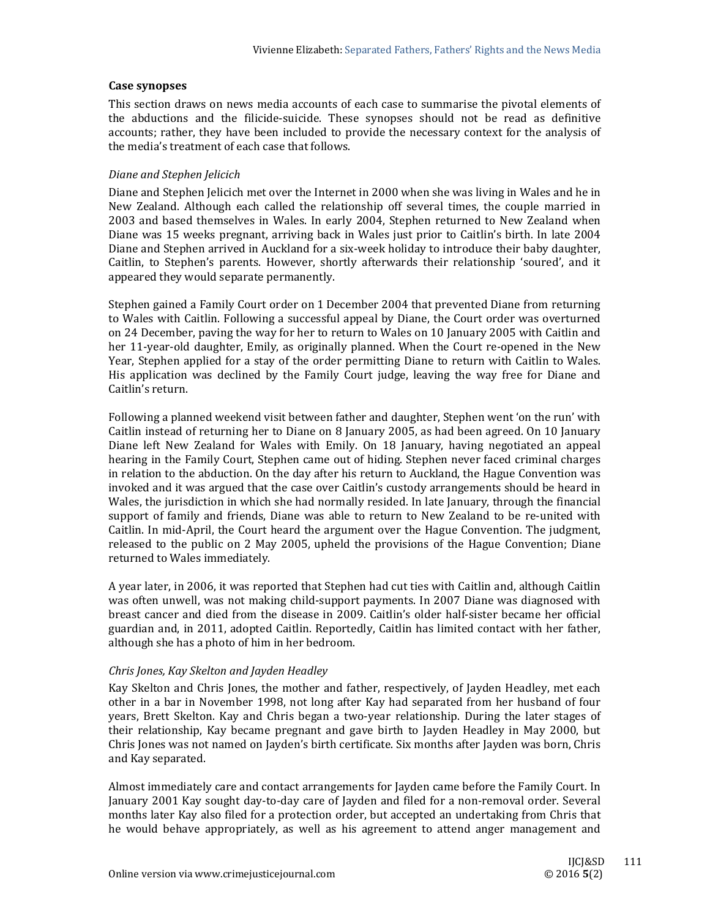### Case synopses

This section draws on news media accounts of each case to summarise the pivotal elements of the abductions and the filicide-suicide. These synopses should not be read as definitive accounts; rather, they have been included to provide the necessary context for the analysis of the media's treatment of each case that follows.

#### *Diane and Stephen Jelicich*

Diane and Stephen Jelicich met over the Internet in 2000 when she was living in Wales and he in New Zealand. Although each called the relationship off several times, the couple married in 2003 and based themselves in Wales. In early 2004, Stephen returned to New Zealand when Diane was 15 weeks pregnant, arriving back in Wales just prior to Caitlin's birth. In late 2004 Diane and Stephen arrived in Auckland for a six-week holiday to introduce their baby daughter, Caitlin, to Stephen's parents. However, shortly afterwards their relationship 'soured', and it appeared they would separate permanently.

Stephen gained a Family Court order on 1 December 2004 that prevented Diane from returning to Wales with Caitlin. Following a successful appeal by Diane, the Court order was overturned on 24 December, paving the way for her to return to Wales on 10 January 2005 with Caitlin and her 11-year-old daughter, Emily, as originally planned. When the Court re-opened in the New Year, Stephen applied for a stay of the order permitting Diane to return with Caitlin to Wales. His application was declined by the Family Court judge, leaving the way free for Diane and Caitlin's return.

Following a planned weekend visit between father and daughter, Stephen went 'on the run' with Caitlin instead of returning her to Diane on 8 January 2005, as had been agreed. On 10 January Diane left New Zealand for Wales with Emily. On 18 January, having negotiated an appeal hearing in the Family Court, Stephen came out of hiding. Stephen never faced criminal charges in relation to the abduction. On the day after his return to Auckland, the Hague Convention was invoked and it was argued that the case over Caitlin's custody arrangements should be heard in Wales, the jurisdiction in which she had normally resided. In late January, through the financial support of family and friends, Diane was able to return to New Zealand to be re-united with Caitlin. In mid-April, the Court heard the argument over the Hague Convention. The judgment, released to the public on 2 May 2005, upheld the provisions of the Hague Convention; Diane returned to Wales immediately.

A year later, in 2006, it was reported that Stephen had cut ties with Caitlin and, although Caitlin was often unwell, was not making child-support payments. In 2007 Diane was diagnosed with breast cancer and died from the disease in 2009. Caitlin's older half-sister became her official guardian and, in 2011, adopted Caitlin. Reportedly, Caitlin has limited contact with her father, although she has a photo of him in her bedroom.

#### *Chris Jones, Kay Skelton and Jayden Headley*

Kay Skelton and Chris Jones, the mother and father, respectively, of Jayden Headley, met each other in a bar in November 1998, not long after Kay had separated from her husband of four years, Brett Skelton. Kay and Chris began a two-year relationship. During the later stages of their relationship, Kay became pregnant and gave birth to Jayden Headley in May 2000, but Chris Jones was not named on Jayden's birth certificate. Six months after Jayden was born, Chris and Kay separated.

Almost immediately care and contact arrangements for Jayden came before the Family Court. In January 2001 Kay sought day-to-day care of Jayden and filed for a non-removal order. Several months later Kay also filed for a protection order, but accepted an undertaking from Chris that he would behave appropriately, as well as his agreement to attend anger management and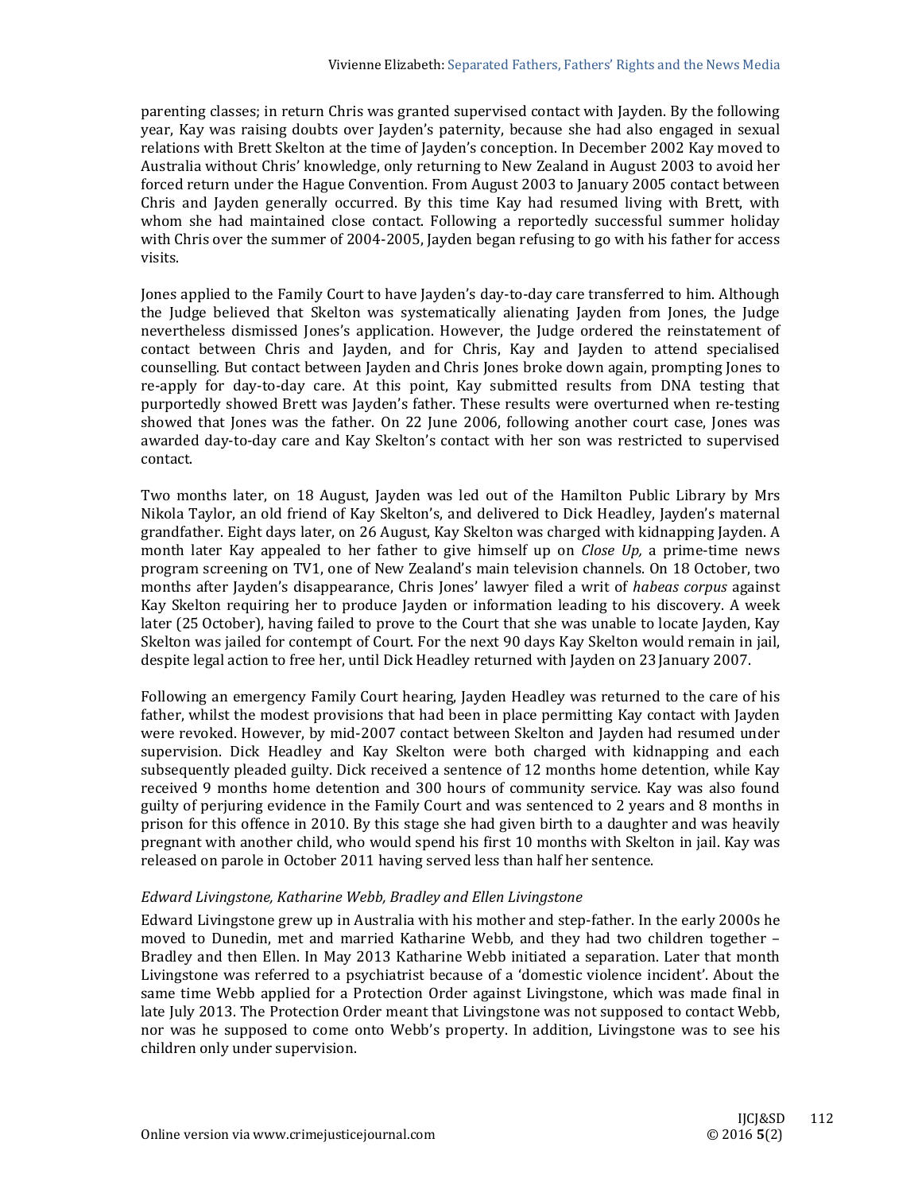parenting classes; in return Chris was granted supervised contact with Jayden. By the following year, Kay was raising doubts over Jayden's paternity, because she had also engaged in sexual relations with Brett Skelton at the time of Jayden's conception. In December 2002 Kay moved to Australia without Chris' knowledge, only returning to New Zealand in August 2003 to avoid her forced return under the Hague Convention. From August 2003 to January 2005 contact between Chris and Jayden generally occurred. By this time Kay had resumed living with Brett, with whom she had maintained close contact. Following a reportedly successful summer holiday with Chris over the summer of 2004-2005, Jayden began refusing to go with his father for access visits.

Jones applied to the Family Court to have Jayden's day-to-day care transferred to him. Although the Judge believed that Skelton was systematically alienating Jayden from Jones, the Judge nevertheless dismissed Jones's application. However, the Judge ordered the reinstatement of contact between Chris and Jayden, and for Chris, Kay and Jayden to attend specialised counselling. But contact between Jayden and Chris Jones broke down again, prompting Jones to re-apply for day-to-day care. At this point, Kay submitted results from DNA testing that purportedly showed Brett was Jayden's father. These results were overturned when re-testing showed that Jones was the father. On 22 June 2006, following another court case, Jones was awarded day-to-day care and Kay Skelton's contact with her son was restricted to supervised contact.

Two months later, on 18 August, Jayden was led out of the Hamilton Public Library by Mrs Nikola Taylor, an old friend of Kay Skelton's, and delivered to Dick Headley, Jayden's maternal grandfather. Eight days later, on 26 August, Kay Skelton was charged with kidnapping Jayden. A month later Kay appealed to her father to give himself up on *Close Up,* a prime-time news program screening on TV1, one of New Zealand's main television channels. On 18 October, two months after Jayden's disappearance, Chris Jones' lawyer filed a writ of *habeas corpus* against Kay Skelton requiring her to produce Jayden or information leading to his discovery. A week later (25 October), having failed to prove to the Court that she was unable to locate Jayden, Kay Skelton was jailed for contempt of Court. For the next 90 days Kay Skelton would remain in jail, despite legal action to free her, until Dick Headley returned with Jayden on 23 January 2007.

Following an emergency Family Court hearing, Jayden Headley was returned to the care of his father, whilst the modest provisions that had been in place permitting Kay contact with Jayden were revoked. However, by mid-2007 contact between Skelton and Jayden had resumed under supervision. Dick Headley and Kay Skelton were both charged with kidnapping and each subsequently pleaded guilty. Dick received a sentence of 12 months home detention, while Kay received 9 months home detention and 300 hours of community service. Kay was also found guilty of perjuring evidence in the Family Court and was sentenced to 2 years and 8 months in prison for this offence in 2010. By this stage she had given birth to a daughter and was heavily pregnant with another child, who would spend his first 10 months with Skelton in jail. Kay was released on parole in October 2011 having served less than half her sentence.

### *Edward Livingstone, Katharine Webb, Bradley and Ellen Livingstone*

Edward Livingstone grew up in Australia with his mother and step-father. In the early 2000s he moved to Dunedin, met and married Katharine Webb, and they had two children together – Bradley and then Ellen. In May 2013 Katharine Webb initiated a separation. Later that month Livingstone was referred to a psychiatrist because of a 'domestic violence incident'. About the same time Webb applied for a Protection Order against Livingstone, which was made final in late July 2013. The Protection Order meant that Livingstone was not supposed to contact Webb, nor was he supposed to come onto Webb's property. In addition, Livingstone was to see his children only under supervision.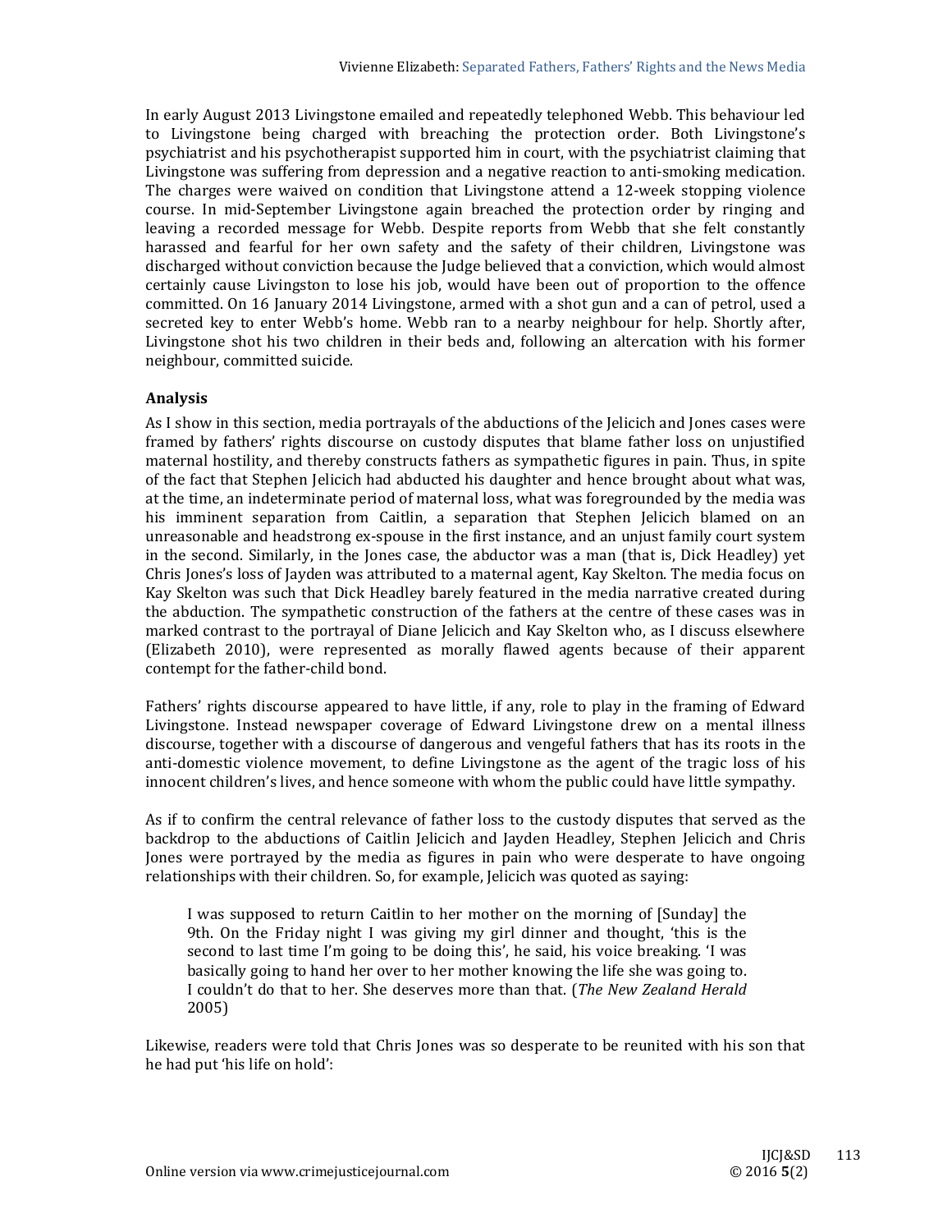In early August 2013 Livingstone emailed and repeatedly telephoned Webb. This behaviour led to Livingstone being charged with breaching the protection order. Both Livingstone's psychiatrist and his psychotherapist supported him in court, with the psychiatrist claiming that Livingstone was suffering from depression and a negative reaction to anti-smoking medication. The charges were waived on condition that Livingstone attend a 12-week stopping violence course. In mid-September Livingstone again breached the protection order by ringing and leaving a recorded message for Webb. Despite reports from Webb that she felt constantly harassed and fearful for her own safety and the safety of their children, Livingstone was discharged without conviction because the Judge believed that a conviction, which would almost certainly cause Livingston to lose his job, would have been out of proportion to the offence committed. On 16 January 2014 Livingstone, armed with a shot gun and a can of petrol, used a secreted key to enter Webb's home. Webb ran to a nearby neighbour for help. Shortly after, Livingstone shot his two children in their beds and, following an altercation with his former neighbour, committed suicide.

**Analysis**

As I show in this section, media portrayals of the abductions of the Jelicich and Jones cases were framed by fathers' rights discourse on custody disputes that blame father loss on unjustified maternal hostility, and thereby constructs fathers as sympathetic figures in pain. Thus, in spite of the fact that Stephen Jelicich had abducted his daughter and hence brought about what was, at the time, an indeterminate period of maternal loss, what was foregrounded by the media was his imminent separation from Caitlin, a separation that Stephen Jelicich blamed on an unreasonable and headstrong ex-spouse in the first instance, and an unjust family court system in the second. Similarly, in the Jones case, the abductor was a man (that is, Dick Headley) yet Chris Jones's loss of Jayden was attributed to a maternal agent, Kay Skelton. The media focus on Kay Skelton was such that Dick Headley barely featured in the media narrative created during the abduction. The sympathetic construction of the fathers at the centre of these cases was in marked contrast to the portrayal of Diane Jelicich and Kay Skelton who, as I discuss elsewhere (Elizabeth 2010), were represented as morally flawed agents because of their apparent contempt for the father-child bond.

Fathers' rights discourse appeared to have little, if any, role to play in the framing of Edward Livingstone. Instead newspaper coverage of Edward Livingstone drew on a mental illness discourse, together with a discourse of dangerous and vengeful fathers that has its roots in the anti-domestic violence movement, to define Livingstone as the agent of the tragic loss of his innocent children's lives, and hence someone with whom the public could have little sympathy.

As if to confirm the central relevance of father loss to the custody disputes that served as the backdrop to the abductions of Caitlin Jelicich and Jayden Headley, Stephen Jelicich and Chris Jones were portrayed by the media as figures in pain who were desperate to have ongoing relationships with their children. So, for example, Jelicich was quoted as saying:

> I was supposed to return Caitlin to her mother on the morning of [Sunday] the 9th. On the Friday night I was giving my girl dinner and thought, 'this is the second to last time I'm going to be doing this', he said, his voice breaking. 'I was basically going to hand her over to her mother knowing the life she was going to. I couldn't do that to her. She deserves more than that. (*The New Zealand Herald* 2005)

Likewise, readers were told that Chris Jones was so desperate to be reunited with his son that he had put 'his life on hold':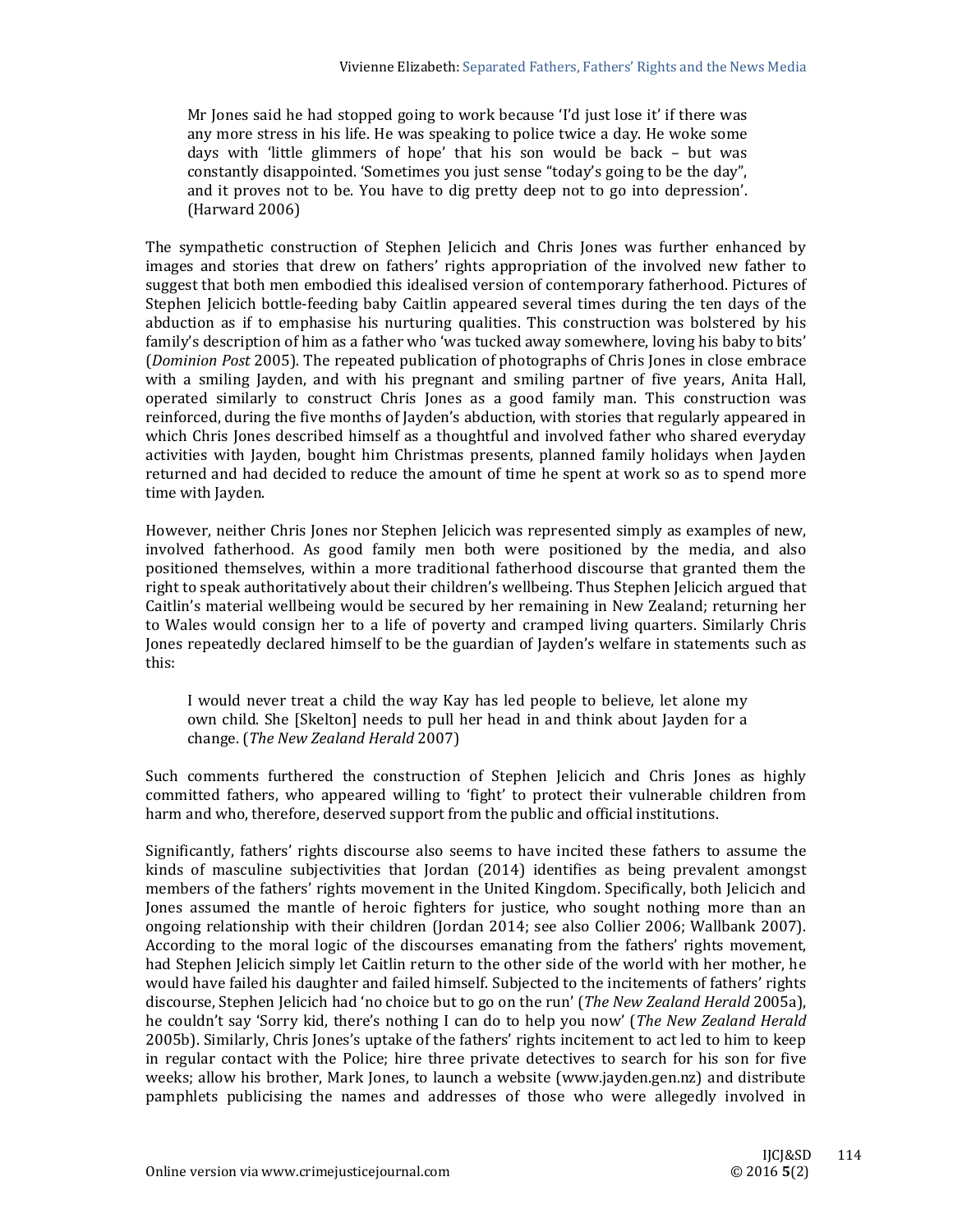> Mr Jones said he had stopped going to work because 'I'd just lose it' if there was any more stress in his life. He was speaking to police twice a day. He woke some days with 'little glimmers of hope' that his son would be back – but was constantly disappointed. 'Sometimes you just sense "today's going to be the day", and it proves not to be. You have to dig pretty deep not to go into depression'. (Harward 2006)

The sympathetic construction of Stephen Jelicich and Chris Jones was further enhanced by images and stories that drew on fathers' rights appropriation of the involved new father to suggest that both men embodied this idealised version of contemporary fatherhood. Pictures of Stephen Jelicich bottle-feeding baby Caitlin appeared several times during the ten days of the abduction as if to emphasise his nurturing qualities. This construction was bolstered by his family's description of him as a father who 'was tucked away somewhere, loving his baby to bits' (*Dominion Post* 2005). The repeated publication of photographs of Chris Jones in close embrace with a smiling Jayden, and with his pregnant and smiling partner of five years, Anita Hall, operated similarly to construct Chris Jones as a good family man. This construction was reinforced, during the five months of Jayden's abduction, with stories that regularly appeared in which Chris Jones described himself as a thoughtful and involved father who shared everyday activities with Jayden, bought him Christmas presents, planned family holidays when Jayden returned and had decided to reduce the amount of time he spent at work so as to spend more time with Jayden.

However, neither Chris Jones nor Stephen Jelicich was represented simply as examples of new, involved fatherhood. As good family men both were positioned by the media, and also positioned themselves, within a more traditional fatherhood discourse that granted them the right to speak authoritatively about their children's wellbeing. Thus Stephen Jelicich argued that Caitlin's material wellbeing would be secured by her remaining in New Zealand; returning her to Wales would consign her to a life of poverty and cramped living quarters. Similarly Chris Jones repeatedly declared himself to be the guardian of Jayden's welfare in statements such as this:

> I would never treat a child the way Kay has led people to believe, let alone my own child. She [Skelton] needs to pull her head in and think about Jayden for a change. (*The New Zealand Herald* 2007)

Such comments furthered the construction of Stephen Jelicich and Chris Jones as highly committed fathers, who appeared willing to 'fight' to protect their vulnerable children from harm and who, therefore, deserved support from the public and official institutions.

Significantly, fathers' rights discourse also seems to have incited these fathers to assume the kinds of masculine subjectivities that Jordan (2014) identifies as being prevalent amongst members of the fathers' rights movement in the United Kingdom. Specifically, both Jelicich and Jones assumed the mantle of heroic fighters for justice, who sought nothing more than an ongoing relationship with their children (Jordan 2014; see also Collier 2006; Wallbank 2007). According to the moral logic of the discourses emanating from the fathers' rights movement, had Stephen Jelicich simply let Caitlin return to the other side of the world with her mother, he would have failed his daughter and failed himself. Subjected to the incitements of fathers' rights discourse, Stephen Jelicich had 'no choice but to go on the run' (*The New Zealand Herald* 2005a), he couldn't say 'Sorry kid, there's nothing I can do to help you now' (*The New Zealand Herald* 2005b). Similarly, Chris Jones's uptake of the fathers' rights incitement to act led to him to keep in regular contact with the Police; hire three private detectives to search for his son for five weeks; allow his brother, Mark Jones, to launch a website (www.jayden.gen.nz) and distribute pamphlets publicising the names and addresses of those who were allegedly involved in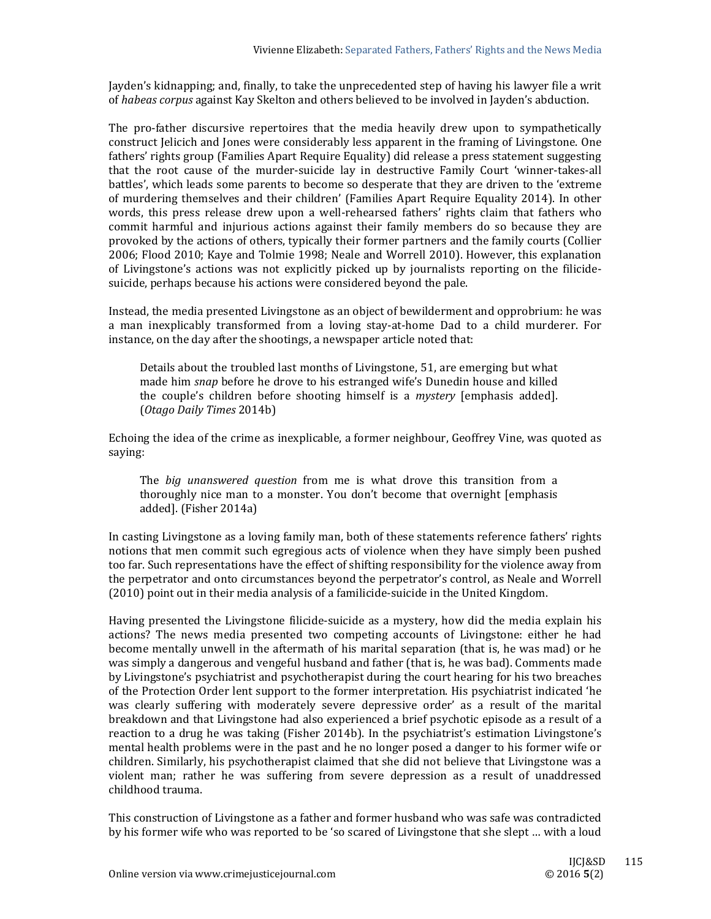Jayden's kidnapping; and, finally, to take the unprecedented step of having his lawyer file a writ of *habeas corpus* against Kay Skelton and others believed to be involved in Jayden's abduction.

The pro-father discursive repertoires that the media heavily drew upon to sympathetically construct Jelicich and Jones were considerably less apparent in the framing of Livingstone. One fathers' rights group (Families Apart Require Equality) did release a press statement suggesting that the root cause of the murder-suicide lay in destructive Family Court 'winner-takes-all battles', which leads some parents to become so desperate that they are driven to the 'extreme of murdering themselves and their children' (Families Apart Require Equality 2014). In other words, this press release drew upon a well-rehearsed fathers' rights claim that fathers who commit harmful and injurious actions against their family members do so because they are provoked by the actions of others, typically their former partners and the family courts (Collier 2006; Flood 2010; Kaye and Tolmie 1998; Neale and Worrell 2010). However, this explanation of Livingstone's actions was not explicitly picked up by journalists reporting on the filicide-suicide, perhaps because his actions were considered beyond the pale.

Instead, the media presented Livingstone as an object of bewilderment and opprobrium: he was a man inexplicably transformed from a loving stay-at-home Dad to a child murderer. For instance, on the day after the shootings, a newspaper article noted that:

> Details about the troubled last months of Livingstone, 51, are emerging but what made him *snap* before he drove to his estranged wife's Dunedin house and killed the couple's children before shooting himself is a *mystery* [emphasis added]. (*Otago Daily Times* 2014b)

Echoing the idea of the crime as inexplicable, a former neighbour, Geoffrey Vine, was quoted as saying:

> The *big unanswered question* from me is what drove this transition from a thoroughly nice man to a monster. You don't become that overnight [emphasis added]. (Fisher 2014a)

In casting Livingstone as a loving family man, both of these statements reference fathers' rights notions that men commit such egregious acts of violence when they have simply been pushed too far. Such representations have the effect of shifting responsibility for the violence away from the perpetrator and onto circumstances beyond the perpetrator's control, as Neale and Worrell (2010) point out in their media analysis of a familicide-suicide in the United Kingdom.

Having presented the Livingstone filicide-suicide as a mystery, how did the media explain his actions? The news media presented two competing accounts of Livingstone: either he had become mentally unwell in the aftermath of his marital separation (that is, he was mad) or he was simply a dangerous and vengeful husband and father (that is, he was bad). Comments made by Livingstone's psychiatrist and psychotherapist during the court hearing for his two breaches of the Protection Order lent support to the former interpretation. His psychiatrist indicated 'he was clearly suffering with moderately severe depressive order' as a result of the marital breakdown and that Livingstone had also experienced a brief psychotic episode as a result of a reaction to a drug he was taking (Fisher 2014b). In the psychiatrist's estimation Livingstone's mental health problems were in the past and he no longer posed a danger to his former wife or children. Similarly, his psychotherapist claimed that she did not believe that Livingstone was a violent man; rather he was suffering from severe depression as a result of unaddressed childhood trauma.

This construction of Livingstone as a father and former husband who was safe was contradicted by his former wife who was reported to be 'so scared of Livingstone that she slept … with a loud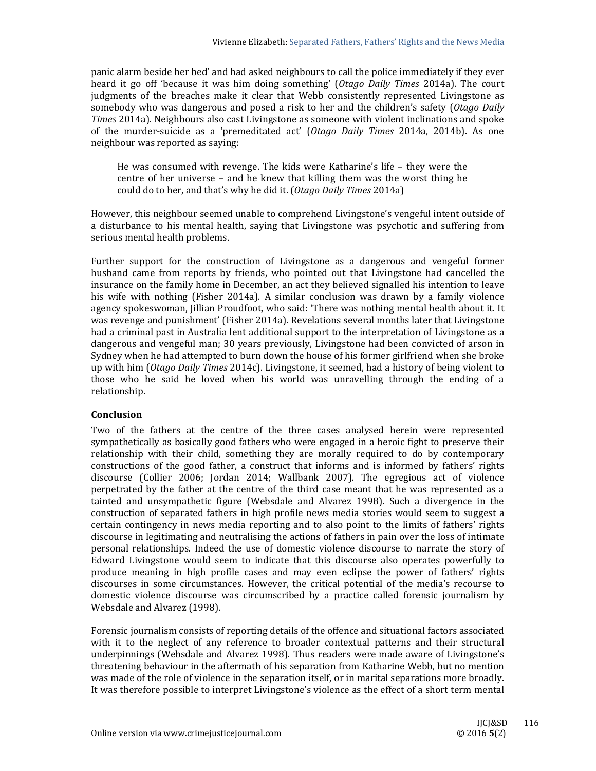panic alarm beside her bed' and had asked neighbours to call the police immediately if they ever heard it go off 'because it was him doing something' (*Otago Daily Times* 2014a). The court judgments of the breaches make it clear that Webb consistently represented Livingstone as somebody who was dangerous and posed a risk to her and the children's safety (*Otago Daily Times* 2014a). Neighbours also cast Livingstone as someone with violent inclinations and spoke of the murder-suicide as a 'premeditated act' (*Otago Daily Times* 2014a, 2014b). As one neighbour was reported as saying:

> He was consumed with revenge. The kids were Katharine's life – they were the centre of her universe – and he knew that killing them was the worst thing he could do to her, and that's why he did it. (*Otago Daily Times* 2014a)

However, this neighbour seemed unable to comprehend Livingstone's vengeful intent outside of a disturbance to his mental health, saying that Livingstone was psychotic and suffering from serious mental health problems.

Further support for the construction of Livingstone as a dangerous and vengeful former husband came from reports by friends, who pointed out that Livingstone had cancelled the insurance on the family home in December, an act they believed signalled his intention to leave his wife with nothing (Fisher 2014a). A similar conclusion was drawn by a family violence agency spokeswoman, Jillian Proudfoot, who said: 'There was nothing mental health about it. It was revenge and punishment' (Fisher 2014a). Revelations several months later that Livingstone had a criminal past in Australia lent additional support to the interpretation of Livingstone as a dangerous and vengeful man; 30 years previously, Livingstone had been convicted of arson in Sydney when he had attempted to burn down the house of his former girlfriend when she broke up with him (*Otago Daily Times* 2014c). Livingstone, it seemed, had a history of being violent to those who he said he loved when his world was unravelling through the ending of a relationship.

## Conclusion

Two of the fathers at the centre of the three cases analysed herein were represented sympathetically as basically good fathers who were engaged in a heroic fight to preserve their relationship with their child, something they are morally required to do by contemporary constructions of the good father, a construct that informs and is informed by fathers' rights discourse (Collier 2006; Jordan 2014; Wallbank 2007). The egregious act of violence perpetrated by the father at the centre of the third case meant that he was represented as a tainted and unsympathetic figure (Websdale and Alvarez 1998). Such a divergence in the construction of separated fathers in high profile news media stories would seem to suggest a certain contingency in news media reporting and to also point to the limits of fathers' rights discourse in legitimating and neutralising the actions of fathers in pain over the loss of intimate personal relationships. Indeed the use of domestic violence discourse to narrate the story of Edward Livingstone would seem to indicate that this discourse also operates powerfully to produce meaning in high profile cases and may even eclipse the power of fathers' rights discourses in some circumstances. However, the critical potential of the media's recourse to domestic violence discourse was circumscribed by a practice called forensic journalism by Websdale and Alvarez (1998).

Forensic journalism consists of reporting details of the offence and situational factors associated with it to the neglect of any reference to broader contextual patterns and their structural underpinnings (Websdale and Alvarez 1998). Thus readers were made aware of Livingstone's threatening behaviour in the aftermath of his separation from Katharine Webb, but no mention was made of the role of violence in the separation itself, or in marital separations more broadly. It was therefore possible to interpret Livingstone's violence as the effect of a short term mental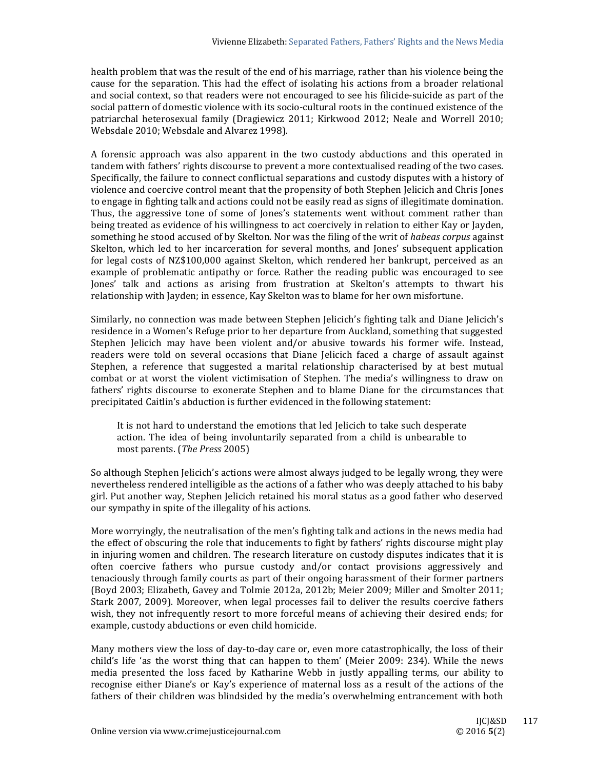health problem that was the result of the end of his marriage, rather than his violence being the cause for the separation. This had the effect of isolating his actions from a broader relational and social context, so that readers were not encouraged to see his filicide-suicide as part of the social pattern of domestic violence with its socio-cultural roots in the continued existence of the patriarchal heterosexual family (Dragiewicz 2011; Kirkwood 2012; Neale and Worrell 2010; Websdale 2010; Websdale and Alvarez 1998).

A forensic approach was also apparent in the two custody abductions and this operated in tandem with fathers' rights discourse to prevent a more contextualised reading of the two cases. Specifically, the failure to connect conflictual separations and custody disputes with a history of violence and coercive control meant that the propensity of both Stephen Jelicich and Chris Jones to engage in fighting talk and actions could not be easily read as signs of illegitimate domination. Thus, the aggressive tone of some of Jones's statements went without comment rather than being treated as evidence of his willingness to act coercively in relation to either Kay or Jayden, something he stood accused of by Skelton. Nor was the filing of the writ of *habeas corpus* against Skelton, which led to her incarceration for several months, and Jones' subsequent application for legal costs of NZ$100,000 against Skelton, which rendered her bankrupt, perceived as an example of problematic antipathy or force. Rather the reading public was encouraged to see Jones' talk and actions as arising from frustration at Skelton's attempts to thwart his relationship with Jayden; in essence, Kay Skelton was to blame for her own misfortune.

Similarly, no connection was made between Stephen Jelicich's fighting talk and Diane Jelicich's residence in a Women's Refuge prior to her departure from Auckland, something that suggested Stephen Jelicich may have been violent and/or abusive towards his former wife. Instead, readers were told on several occasions that Diane Jelicich faced a charge of assault against Stephen, a reference that suggested a marital relationship characterised by at best mutual combat or at worst the violent victimisation of Stephen. The media's willingness to draw on fathers' rights discourse to exonerate Stephen and to blame Diane for the circumstances that precipitated Caitlin's abduction is further evidenced in the following statement:

> It is not hard to understand the emotions that led Jelicich to take such desperate action. The idea of being involuntarily separated from a child is unbearable to most parents. (*The Press* 2005)

So although Stephen Jelicich's actions were almost always judged to be legally wrong, they were nevertheless rendered intelligible as the actions of a father who was deeply attached to his baby girl. Put another way, Stephen Jelicich retained his moral status as a good father who deserved our sympathy in spite of the illegality of his actions.

More worryingly, the neutralisation of the men's fighting talk and actions in the news media had the effect of obscuring the role that inducements to fight by fathers' rights discourse might play in injuring women and children. The research literature on custody disputes indicates that it is often coercive fathers who pursue custody and/or contact provisions aggressively and tenaciously through family courts as part of their ongoing harassment of their former partners (Boyd 2003; Elizabeth, Gavey and Tolmie 2012a, 2012b; Meier 2009; Miller and Smolter 2011; Stark 2007, 2009). Moreover, when legal processes fail to deliver the results coercive fathers wish, they not infrequently resort to more forceful means of achieving their desired ends; for example, custody abductions or even child homicide.

Many mothers view the loss of day-to-day care or, even more catastrophically, the loss of their child's life 'as the worst thing that can happen to them' (Meier 2009: 234). While the news media presented the loss faced by Katharine Webb in justly appalling terms, our ability to recognise either Diane's or Kay's experience of maternal loss as a result of the actions of the fathers of their children was blindsided by the media's overwhelming entrancement with both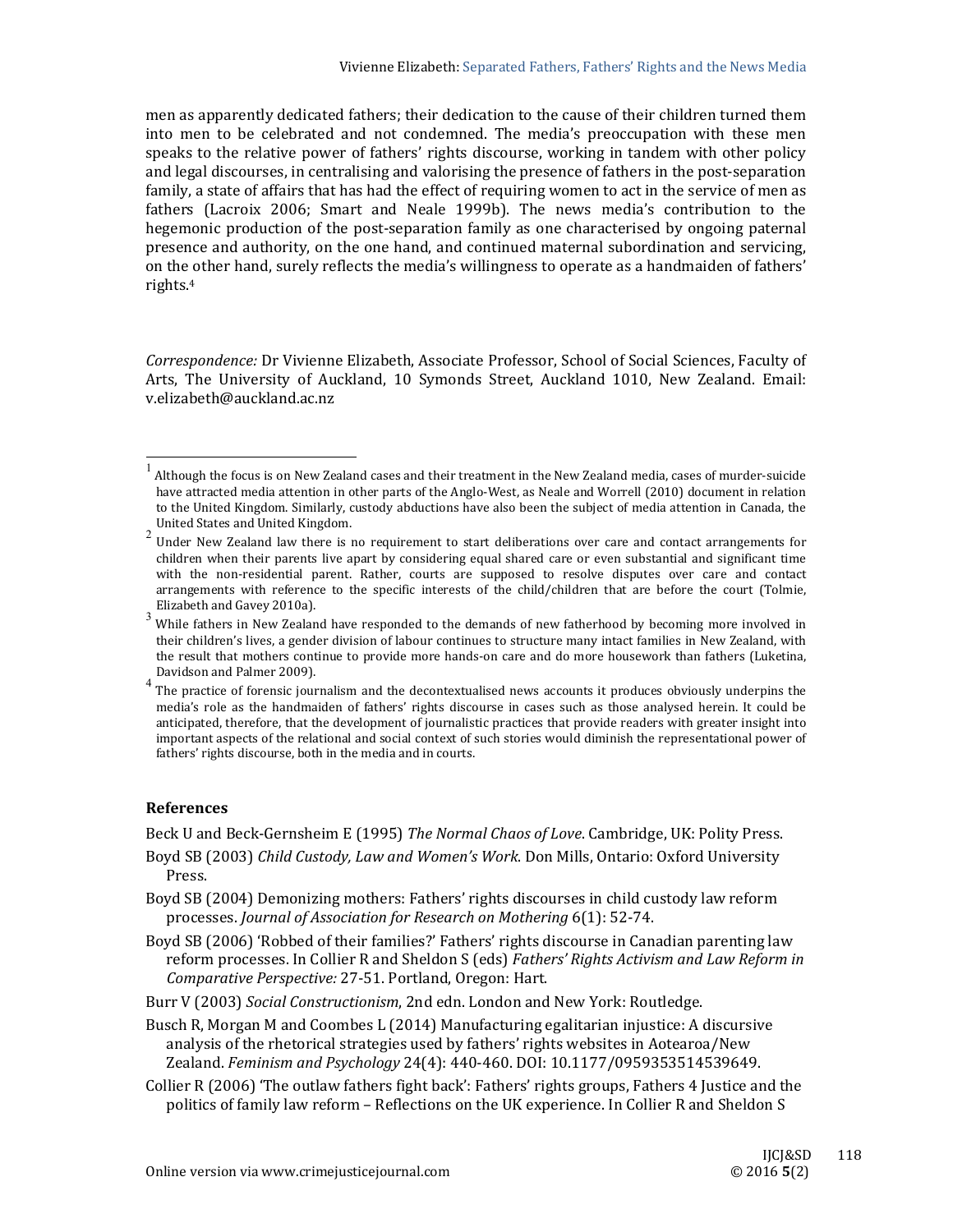men as apparently dedicated fathers; their dedication to the cause of their children turned them into men to be celebrated and not condemned. The media's preoccupation with these men speaks to the relative power of fathers' rights discourse, working in tandem with other policy and legal discourses, in centralising and valorising the presence of fathers in the post-separation family, a state of affairs that has had the effect of requiring women to act in the service of men as fathers (Lacroix 2006; Smart and Neale 1999b). The news media's contribution to the hegemonic production of the post-separation family as one characterised by ongoing paternal presence and authority, on the one hand, and continued maternal subordination and servicing, on the other hand, surely reflects the media's willingness to operate as a handmaiden of fathers' rights.[4]

*Correspondence:* Dr Vivienne Elizabeth, Associate Professor, School of Social Sciences, Faculty of Arts, The University of Auckland, 10 Symonds Street, Auckland 1010, New Zealand. Email: v.elizabeth@auckland.ac.nz

---

[1] Although the focus is on New Zealand cases and their treatment in the New Zealand media, cases of murder-suicide have attracted media attention in other parts of the Anglo-West, as Neale and Worrell (2010) document in relation to the United Kingdom. Similarly, custody abductions have also been the subject of media attention in Canada, the United States and United Kingdom.

[2] Under New Zealand law there is no requirement to start deliberations over care and contact arrangements for children when their parents live apart by considering equal shared care or even substantial and significant time with the non-residential parent. Rather, courts are supposed to resolve disputes over care and contact arrangements with reference to the specific interests of the child/children that are before the court (Tolmie, Elizabeth and Gavey 2010a).

[3] While fathers in New Zealand have responded to the demands of new fatherhood by becoming more involved in their children's lives, a gender division of labour continues to structure many intact families in New Zealand, with the result that mothers continue to provide more hands-on care and do more housework than fathers (Luketina, Davidson and Palmer 2009).

[4] The practice of forensic journalism and the decontextualised news accounts it produces obviously underpins the media's role as the handmaiden of fathers' rights discourse in cases such as those analysed herein. It could be anticipated, therefore, that the development of journalistic practices that provide readers with greater insight into important aspects of the relational and social context of such stories would diminish the representational power of fathers' rights discourse, both in the media and in courts.

### References

Beck U and Beck-Gernsheim E (1995) *The Normal Chaos of Love*. Cambridge, UK: Polity Press.

Boyd SB (2003) *Child Custody, Law and Women's Work*. Don Mills, Ontario: Oxford University Press.

Boyd SB (2004) Demonizing mothers: Fathers' rights discourses in child custody law reform processes. *Journal of Association for Research on Mothering* 6(1): 52-74.

Boyd SB (2006) 'Robbed of their families?' Fathers' rights discourse in Canadian parenting law reform processes. In Collier R and Sheldon S (eds) *Fathers' Rights Activism and Law Reform in Comparative Perspective:* 27-51. Portland, Oregon: Hart.

Burr V (2003) *Social Constructionism*, 2nd edn. London and New York: Routledge.

Busch R, Morgan M and Coombes L (2014) Manufacturing egalitarian injustice: A discursive analysis of the rhetorical strategies used by fathers' rights websites in Aotearoa/New Zealand. *Feminism and Psychology* 24(4): 440-460. DOI: 10.1177/0959353514539649.

Collier R (2006) 'The outlaw fathers fight back': Fathers' rights groups, Fathers 4 Justice and the politics of family law reform – Reflections on the UK experience. In Collier R and Sheldon S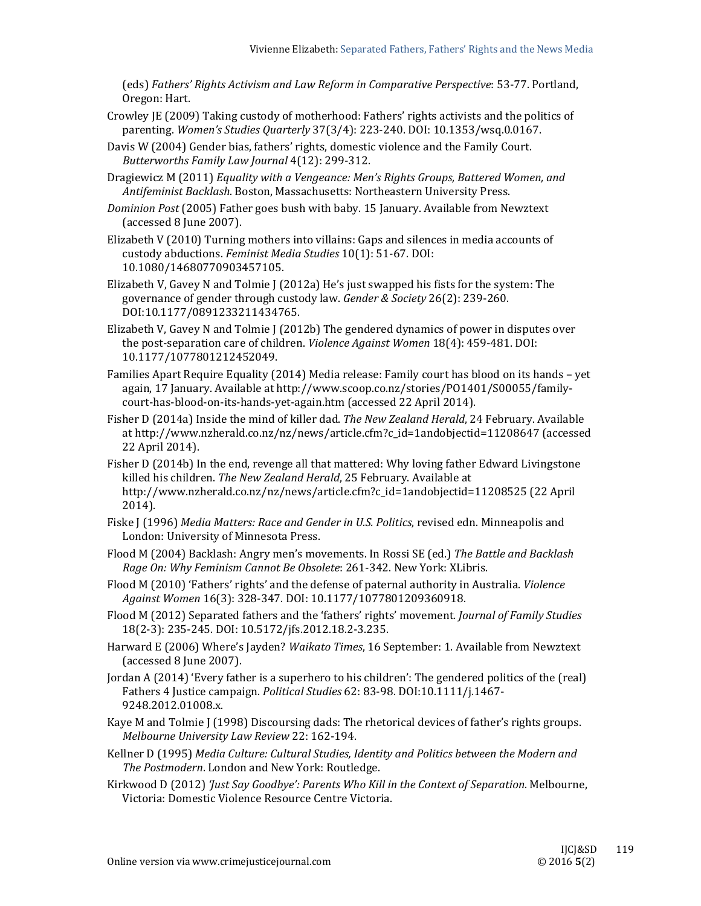(eds) *Fathers' Rights Activism and Law Reform in Comparative Perspective*: 53-77. Portland, Oregon: Hart.

Crowley JE (2009) Taking custody of motherhood: Fathers' rights activists and the politics of parenting. *Women's Studies Quarterly* 37(3/4): 223-240. DOI: 10.1353/wsq.0.0167.

Davis W (2004) Gender bias, fathers' rights, domestic violence and the Family Court. *Butterworths Family Law Journal* 4(12): 299-312.

Dragiewicz M (2011) *Equality with a Vengeance: Men's Rights Groups, Battered Women, and Antifeminist Backlash*. Boston, Massachusetts: Northeastern University Press.

*Dominion Post* (2005) Father goes bush with baby. 15 January. Available from Newztext (accessed 8 June 2007).

Elizabeth V (2010) Turning mothers into villains: Gaps and silences in media accounts of custody abductions. *Feminist Media Studies* 10(1): 51-67. DOI: 10.1080/14680770903457105.

Elizabeth V, Gavey N and Tolmie J (2012a) He's just swapped his fists for the system: The governance of gender through custody law. *Gender & Society* 26(2): 239-260. DOI:10.1177/0891233211434765.

Elizabeth V, Gavey N and Tolmie J (2012b) The gendered dynamics of power in disputes over the post-separation care of children. *Violence Against Women* 18(4): 459-481. DOI: 10.1177/1077801212452049.

Families Apart Require Equality (2014) Media release: Family court has blood on its hands – yet again, 17 January. Available at http://www.scoop.co.nz/stories/PO1401/S00055/family-court-has-blood-on-its-hands-yet-again.htm (accessed 22 April 2014).

Fisher D (2014a) Inside the mind of killer dad. *The New Zealand Herald*, 24 February. Available at http://www.nzherald.co.nz/nz/news/article.cfm?c_id=1andobjectid=11208647 (accessed 22 April 2014).

Fisher D (2014b) In the end, revenge all that mattered: Why loving father Edward Livingstone killed his children. *The New Zealand Herald*, 25 February. Available at http://www.nzherald.co.nz/nz/news/article.cfm?c_id=1andobjectid=11208525 (22 April 2014).

Fiske J (1996) *Media Matters: Race and Gender in U.S. Politics*, revised edn. Minneapolis and London: University of Minnesota Press.

Flood M (2004) Backlash: Angry men's movements. In Rossi SE (ed.) *The Battle and Backlash Rage On: Why Feminism Cannot Be Obsolete*: 261-342. New York: XLibris.

Flood M (2010) 'Fathers' rights' and the defense of paternal authority in Australia. *Violence Against Women* 16(3): 328-347. DOI: 10.1177/1077801209360918.

Flood M (2012) Separated fathers and the 'fathers' rights' movement. *Journal of Family Studies* 18(2-3): 235-245. DOI: 10.5172/jfs.2012.18.2-3.235.

Harward E (2006) Where's Jayden? *Waikato Times*, 16 September: 1. Available from Newztext (accessed 8 June 2007).

Jordan A (2014) 'Every father is a superhero to his children': The gendered politics of the (real) Fathers 4 Justice campaign. *Political Studies* 62: 83-98. DOI:10.1111/j.1467-9248.2012.01008.x.

Kaye M and Tolmie J (1998) Discoursing dads: The rhetorical devices of father's rights groups. *Melbourne University Law Review* 22: 162-194.

Kellner D (1995) *Media Culture: Cultural Studies, Identity and Politics between the Modern and The Postmodern*. London and New York: Routledge.

Kirkwood D (2012) *'Just Say Goodbye': Parents Who Kill in the Context of Separation*. Melbourne, Victoria: Domestic Violence Resource Centre Victoria.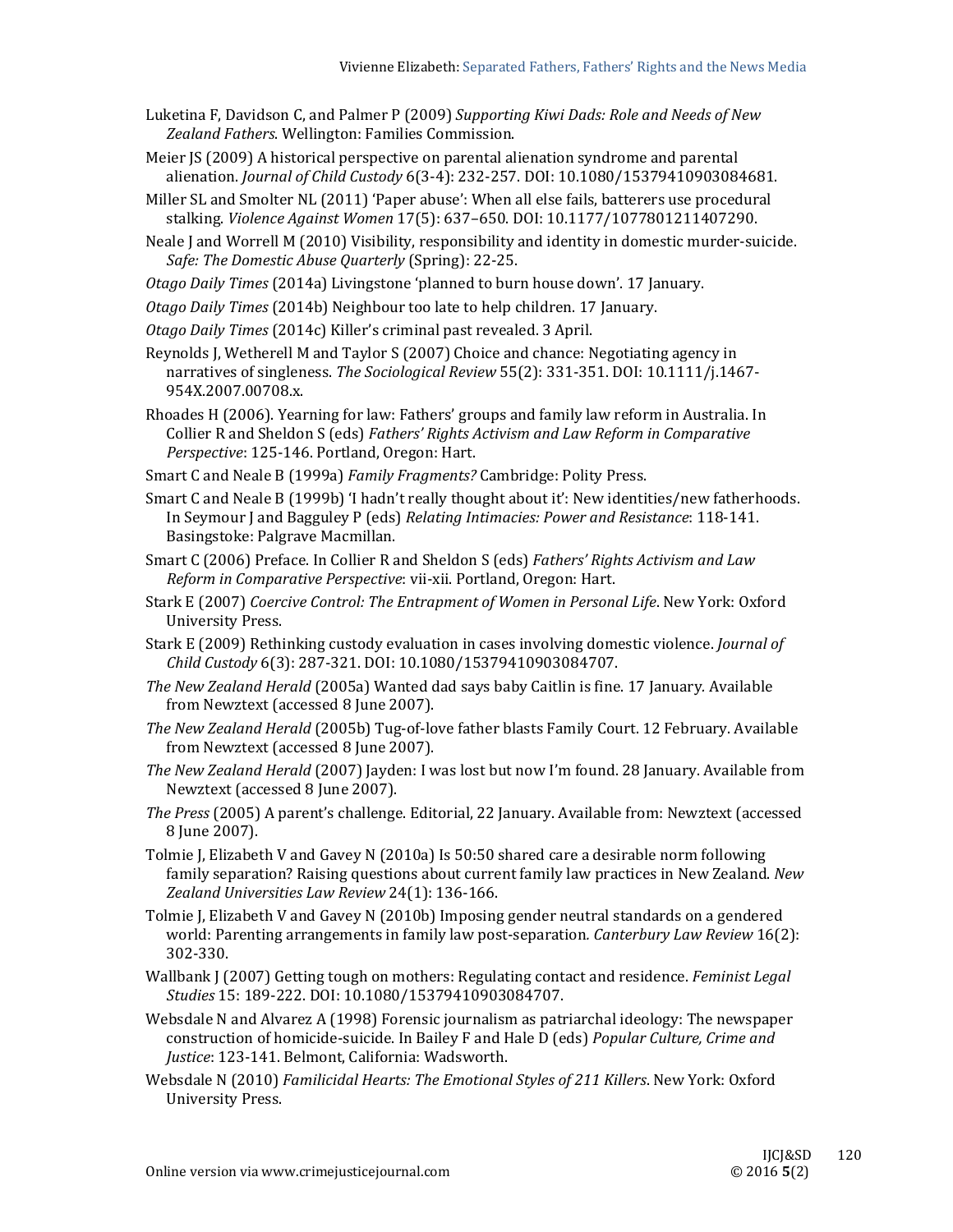Luketina F, Davidson C, and Palmer P (2009) *Supporting Kiwi Dads: Role and Needs of New Zealand Fathers*. Wellington: Families Commission.

Meier JS (2009) A historical perspective on parental alienation syndrome and parental alienation. *Journal of Child Custody* 6(3-4): 232-257. DOI: 10.1080/15379410903084681.

Miller SL and Smolter NL (2011) 'Paper abuse': When all else fails, batterers use procedural stalking. *Violence Against Women* 17(5): 637–650. DOI: 10.1177/1077801211407290.

Neale J and Worrell M (2010) Visibility, responsibility and identity in domestic murder-suicide. *Safe: The Domestic Abuse Quarterly* (Spring): 22-25.

*Otago Daily Times* (2014a) Livingstone 'planned to burn house down'. 17 January.

*Otago Daily Times* (2014b) Neighbour too late to help children. 17 January.

*Otago Daily Times* (2014c) Killer's criminal past revealed. 3 April.

Reynolds J, Wetherell M and Taylor S (2007) Choice and chance: Negotiating agency in narratives of singleness. *The Sociological Review* 55(2): 331-351. DOI: 10.1111/j.1467-954X.2007.00708.x.

Rhoades H (2006). Yearning for law: Fathers' groups and family law reform in Australia. In Collier R and Sheldon S (eds) *Fathers' Rights Activism and Law Reform in Comparative Perspective*: 125-146. Portland, Oregon: Hart.

Smart C and Neale B (1999a) *Family Fragments?* Cambridge: Polity Press.

Smart C and Neale B (1999b) 'I hadn't really thought about it': New identities/new fatherhoods. In Seymour J and Bagguley P (eds) *Relating Intimacies: Power and Resistance*: 118-141. Basingstoke: Palgrave Macmillan.

Smart C (2006) Preface. In Collier R and Sheldon S (eds) *Fathers' Rights Activism and Law Reform in Comparative Perspective*: vii-xii. Portland, Oregon: Hart.

Stark E (2007) *Coercive Control: The Entrapment of Women in Personal Life*. New York: Oxford University Press.

Stark E (2009) Rethinking custody evaluation in cases involving domestic violence. *Journal of Child Custody* 6(3): 287-321. DOI: 10.1080/15379410903084707.

*The New Zealand Herald* (2005a) Wanted dad says baby Caitlin is fine. 17 January. Available from Newztext (accessed 8 June 2007).

*The New Zealand Herald* (2005b) Tug-of-love father blasts Family Court. 12 February. Available from Newztext (accessed 8 June 2007).

*The New Zealand Herald* (2007) Jayden: I was lost but now I'm found. 28 January. Available from Newztext (accessed 8 June 2007).

*The Press* (2005) A parent's challenge. Editorial, 22 January. Available from: Newztext (accessed 8 June 2007).

Tolmie J, Elizabeth V and Gavey N (2010a) Is 50:50 shared care a desirable norm following family separation? Raising questions about current family law practices in New Zealand. *New Zealand Universities Law Review* 24(1): 136-166.

Tolmie J, Elizabeth V and Gavey N (2010b) Imposing gender neutral standards on a gendered world: Parenting arrangements in family law post-separation. *Canterbury Law Review* 16(2): 302-330.

Wallbank J (2007) Getting tough on mothers: Regulating contact and residence. *Feminist Legal Studies* 15: 189-222. DOI: 10.1080/15379410903084707.

Websdale N and Alvarez A (1998) Forensic journalism as patriarchal ideology: The newspaper construction of homicide-suicide. In Bailey F and Hale D (eds) *Popular Culture, Crime and Justice*: 123-141. Belmont, California: Wadsworth.

Websdale N (2010) *Familicidal Hearts: The Emotional Styles of 211 Killers*. New York: Oxford University Press.